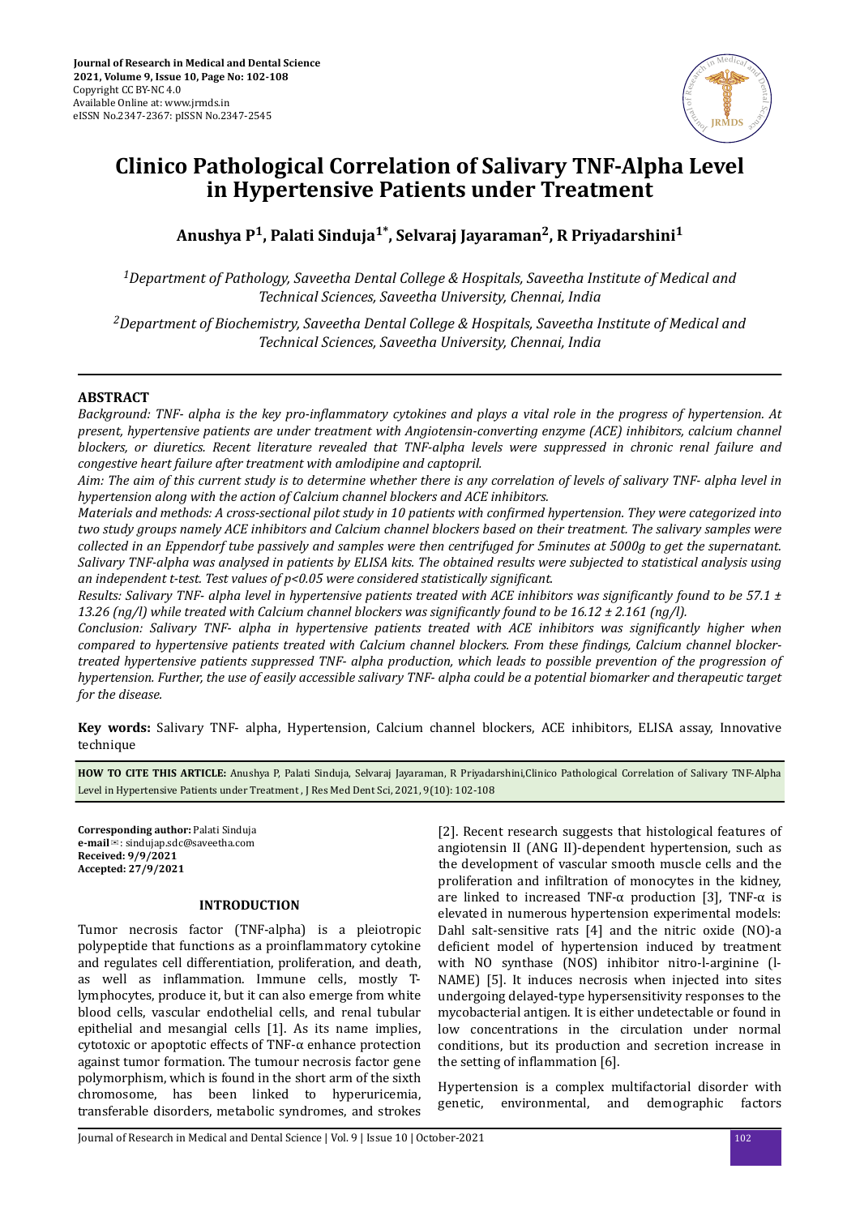# Clinico Pathological Correlation of Salivary TNF-Alpha Level in Hypertensive Patients under Treatment

**Anushya P[1], Palati Sinduja[1*], Selvaraj Jayaraman[2], R Priyadarshini[1]**

*[1]Department of Pathology, Saveetha Dental College & Hospitals, Saveetha Institute of Medical and Technical Sciences, Saveetha University, Chennai, India*

*[2]Department of Biochemistry, Saveetha Dental College & Hospitals, Saveetha Institute of Medical and Technical Sciences, Saveetha University, Chennai, India*

## ABSTRACT

*Background: TNF- alpha is the key pro-inflammatory cytokines and plays a vital role in the progress of hypertension. At present, hypertension patients are under treatment with Angiotensin-converting enzyme (ACE) inhibitors, calcium channel blockers, or diuretics. Recent literature revealed that TNF-alpha levels were suppressed in chronic renal failure and congestive heart failure after treatment with amlodipine and captopril.*

*Aim: The aim of this current study is to determine whether there is any correlation of levels of salivary TNF- alpha level in hypertension along with the action of Calcium channel blockers and ACE inhibitors.*

*Materials and methods: A cross-sectional pilot study in 10 patients with confirmed hypertension. They were categorized into two study groups namely ACE inhibitors and Calcium channel blockers based on their treatment. The salivary samples were collected in an Eppendorf tube passively and samples were then centrifuged for 5minutes at 5000g to get the supernatant. Salivary TNF-alpha was analysed in patients by ELISA kits. The obtained results were subjected to statistical analysis using an independent t-test. Test values of p<0.05 were considered statistically significant.*

*Results: Salivary TNF- alpha level in hypertensive patients treated with ACE inhibitors was significantly found to be 57.1 ± 13.26 (ng/l) while treated with Calcium channel blockers was significantly found to be 16.12 ± 2.161 (ng/l).*

*Conclusion: Salivary TNF- alpha in hypertensive patients treated with ACE inhibitors was significantly higher when compared to hypertensive patients treated with Calcium channel blockers. From these findings, Calcium channel blocker-treated hypertensive patients suppressed TNF- alpha production, which leads to possible prevention of the progression of hypertension. Further, the use of easily accessible salivary TNF- alpha could be a potential biomarker and therapeutic target for the disease.*

**Key words:** Salivary TNF- alpha, Hypertension, Calcium channel blockers, ACE inhibitors, ELISA assay, Innovative technique

**HOW TO CITE THIS ARTICLE:** Anushya P, Palati Sinduja, Selvaraj Jayaraman, R Priyadarshini,Clinico Pathological Correlation of Salivary TNF-Alpha Level in Hypertensive Patients under Treatment , J Res Med Dent Sci, 2021, 9(10): 102-108

**Corresponding author:** Palati Sinduja
**e-mail**✉: sindujap.sdc@saveetha.com
**Received: 9/9/2021**
**Accepted: 27/9/2021**

## INTRODUCTION

Tumor necrosis factor (TNF-alpha) is a pleiotropic polypeptide that functions as a proinflammatory cytokine and regulates cell differentiation, proliferation, and death, as well as inflammation. Immune cells, mostly T-lymphocytes, produce it, but it can also emerge from white blood cells, vascular endothelial cells, and renal tubular epithelial and mesangial cells [1]. As its name implies, cytotoxic or apoptotic effects of TNF-α enhance protection against tumor formation. The tumour necrosis factor gene polymorphism, which is found in the short arm of the sixth chromosome, has been linked to hyperuricemia, transferable disorders, metabolic syndromes, and strokes [2]. Recent research suggests that histological features of angiotensin II (ANG II)-dependent hypertension, such as the development of vascular smooth muscle cells and the proliferation and infiltration of monocytes in the kidney, are linked to increased TNF-α production [3], TNF-α is elevated in numerous hypertension experimental models: Dahl salt-sensitive rats [4] and the nitric oxide (NO)-a deficient model of hypertension induced by treatment with NO synthase (NOS) inhibitor nitro-l-arginine (l-NAME) [5]. It induces necrosis when injected into sites undergoing delayed-type hypersensitivity responses to the mycobacterial antigen. It is either undetectable or found in low concentrations in the circulation under normal conditions, but its production and secretion increase in the setting of inflammation [6].

Hypertension is a complex multifactorial disorder with genetic, environmental, and demographic factors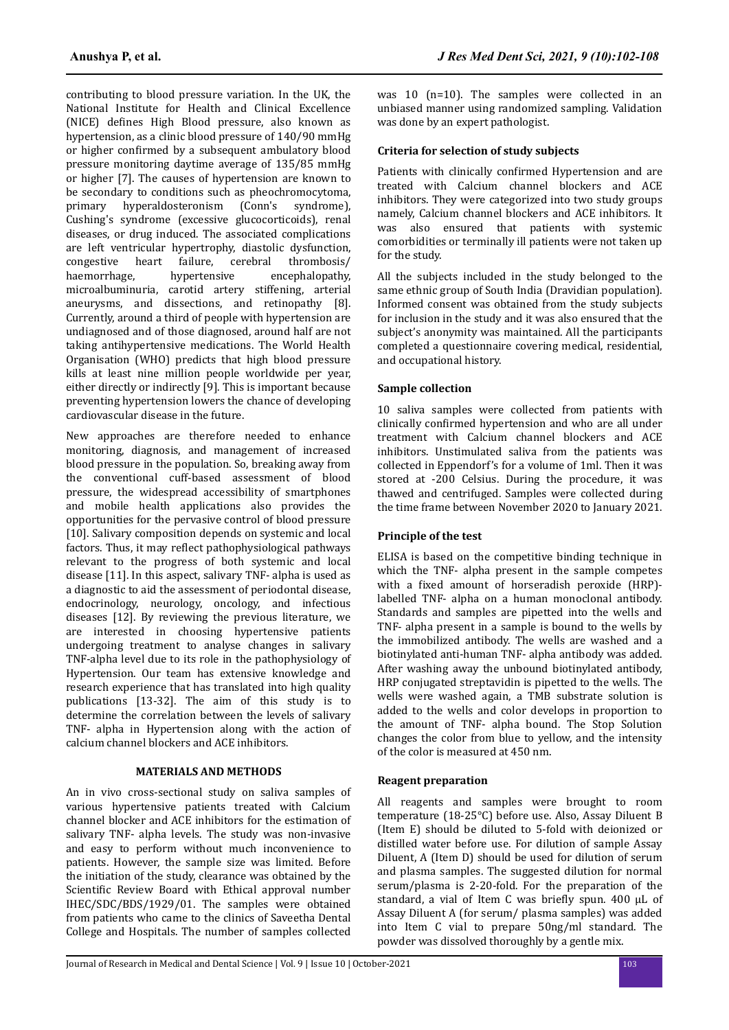contributing to blood pressure variation. In the UK, the National Institute for Health and Clinical Excellence (NICE) defines High Blood pressure, also known as hypertension, as a clinic blood pressure of 140/90 mmHg or higher confirmed by a subsequent ambulatory blood pressure monitoring daytime average of 135/85 mmHg or higher [7]. The causes of hypertension are known to be secondary to conditions such as pheochromocytoma, primary hyperaldosteronism (Conn's syndrome), Cushing's syndrome (excessive glucocorticoids), renal diseases, or drug induced. The associated complications are left ventricular hypertrophy, diastolic dysfunction, congestive heart failure, cerebral thrombosis/ haemorrhage, hypertensive encephalopathy, microalbuminuria, carotid artery stiffening, arterial aneurysms, and dissections, and retinopathy [8]. Currently, around a third of people with hypertension are undiagnosed and of those diagnosed, around half are not taking antihypertensive medications. The World Health Organisation (WHO) predicts that high blood pressure kills at least nine million people worldwide per year, either directly or indirectly [9]. This is important because preventing hypertension lowers the chance of developing cardiovascular disease in the future.

New approaches are therefore needed to enhance monitoring, diagnosis, and management of increased blood pressure in the population. So, breaking away from the conventional cuff-based assessment of blood pressure, the widespread accessibility of smartphones and mobile health applications also provides the opportunities for the pervasive control of blood pressure [10]. Salivary composition depends on systemic and local factors. Thus, it may reflect pathophysiological pathways relevant to the progress of both systemic and local disease [11]. In this aspect, salivary TNF- alpha is used as a diagnostic to aid the assessment of periodontal disease, endocrinology, neurology, oncology, and infectious diseases [12]. By reviewing the previous literature, we are interested in choosing hypertensive patients undergoing treatment to analyse changes in salivary TNF-alpha level due to its role in the pathophysiology of Hypertension. Our team has extensive knowledge and research experience that has translated into high quality publications [13-32]. The aim of this study is to determine the correlation between the levels of salivary TNF- alpha in Hypertension along with the action of calcium channel blockers and ACE inhibitors.

## MATERIALS AND METHODS

An in vivo cross-sectional study on saliva samples of various hypertensive patients treated with Calcium channel blocker and ACE inhibitors for the estimation of salivary TNF- alpha levels. The study was non-invasive and easy to perform without much inconvenience to patients. However, the sample size was limited. Before the initiation of the study, clearance was obtained by the Scientific Review Board with Ethical approval number IHEC/SDC/BDS/1929/01. The samples were obtained from patients who came to the clinics of Saveetha Dental College and Hospitals. The number of samples collected was 10 (n=10). The samples were collected in an unbiased manner using randomized sampling. Validation was done by an expert pathologist.

### Criteria for selection of study subjects

Patients with clinically confirmed Hypertension and are treated with Calcium channel blockers and ACE inhibitors. They were categorized into two study groups namely, Calcium channel blockers and ACE inhibitors. It was also ensured that patients with systemic comorbidities or terminally ill patients were not taken up for the study.

All the subjects included in the study belonged to the same ethnic group of South India (Dravidian population). Informed consent was obtained from the study subjects for inclusion in the study and it was also ensured that the subject's anonymity was maintained. All the participants completed a questionnaire covering medical, residential, and occupational history.

### Sample collection

10 saliva samples were collected from patients with clinically confirmed hypertension and who are all under treatment with Calcium channel blockers and ACE inhibitors. Unstimulated saliva from the patients was collected in Eppendorf's for a volume of 1ml. Then it was stored at -200 Celsius. During the procedure, it was thawed and centrifuged. Samples were collected during the time frame between November 2020 to January 2021.

### Principle of the test

ELISA is based on the competitive binding technique in which the TNF- alpha present in the sample competes with a fixed amount of horseradish peroxide (HRP)-labelled TNF- alpha on a human monoclonal antibody. Standards and samples are pipetted into the wells and TNF- alpha present in a sample is bound to the wells by the immobilized antibody. The wells are washed and a biotinylated anti-human TNF- alpha antibody was added. After washing away the unbound biotinylated antibody, HRP conjugated streptavidin is pipetted to the wells. The wells were washed again, a TMB substrate solution is added to the wells and color develops in proportion to the amount of TNF- alpha bound. The Stop Solution changes the color from blue to yellow, and the intensity of the color is measured at 450 nm.

### Reagent preparation

All reagents and samples were brought to room temperature (18-25°C) before use. Also, Assay Diluent B (Item E) should be diluted to 5-fold with deionized or distilled water before use. For dilution of sample Assay Diluent, A (Item D) should be used for dilution of serum and plasma samples. The suggested dilution for normal serum/plasma is 2-20-fold. For the preparation of the standard, a vial of Item C was briefly spun. 400 µL of Assay Diluent A (for serum/ plasma samples) was added into Item C vial to prepare 50ng/ml standard. The powder was dissolved thoroughly by a gentle mix.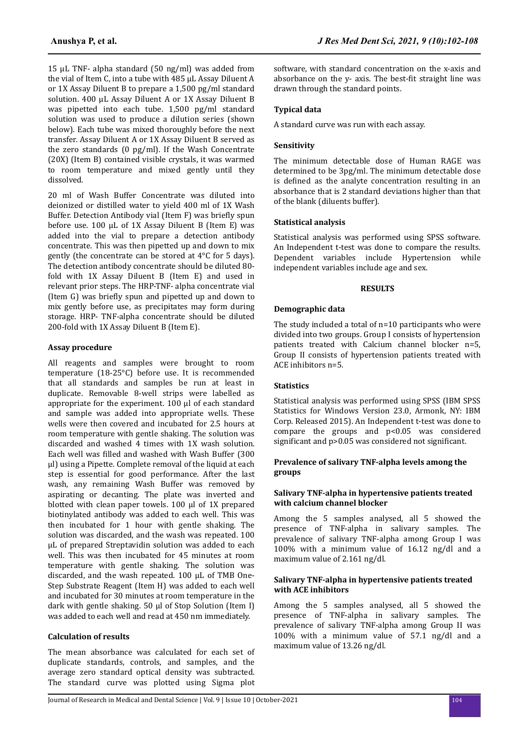15 µL TNF- alpha standard (50 ng/ml) was added from the vial of Item C, into a tube with 485 µL Assay Diluent A or 1X Assay Diluent B to prepare a 1,500 pg/ml standard solution. 400 µL Assay Diluent A or 1X Assay Diluent B was pipetted into each tube. 1,500 pg/ml standard solution was used to produce a dilution series (shown below). Each tube was mixed thoroughly before the next transfer. Assay Diluent A or 1X Assay Diluent B served as the zero standards (0 pg/ml). If the Wash Concentrate (20X) (Item B) contained visible crystals, it was warmed to room temperature and mixed gently until they dissolved.

20 ml of Wash Buffer Concentrate was diluted into deionized or distilled water to yield 400 ml of 1X Wash Buffer. Detection Antibody vial (Item F) was briefly spun before use. 100 µL of 1X Assay Diluent B (Item E) was added into the vial to prepare a detection antibody concentrate. This was then pipetted up and down to mix gently (the concentrate can be stored at 4°C for 5 days). The detection antibody concentrate should be diluted 80-fold with 1X Assay Diluent B (Item E) and used in relevant prior steps. The HRP-TNF- alpha concentrate vial (Item G) was briefly spun and pipetted up and down to mix gently before use, as precipitates may form during storage. HRP- TNF-alpha concentrate should be diluted 200-fold with 1X Assay Diluent B (Item E).

### Assay procedure

All reagents and samples were brought to room temperature (18-25°C) before use. It is recommended that all standards and samples be run at least in duplicate. Removable 8-well strips were labelled as appropriate for the experiment. 100 µl of each standard and sample was added into appropriate wells. These wells were then covered and incubated for 2.5 hours at room temperature with gentle shaking. The solution was discarded and washed 4 times with 1X wash solution. Each well was filled and washed with Wash Buffer (300 µl) using a Pipette. Complete removal of the liquid at each step is essential for good performance. After the last wash, any remaining Wash Buffer was removed by aspirating or decanting. The plate was inverted and blotted with clean paper towels. 100 µl of 1X prepared biotinylated antibody was added to each well. This was then incubated for 1 hour with gentle shaking. The solution was discarded, and the wash was repeated. 100 µL of prepared Streptavidin solution was added to each well. This was then incubated for 45 minutes at room temperature with gentle shaking. The solution was discarded, and the wash repeated. 100 µL of TMB One-Step Substrate Reagent (Item H) was added to each well and incubated for 30 minutes at room temperature in the dark with gentle shaking. 50 µl of Stop Solution (Item I) was added to each well and read at 450 nm immediately.

### Calculation of results

The mean absorbance was calculated for each set of duplicate standards, controls, and samples, and the average zero standard optical density was subtracted. The standard curve was plotted using Sigma plot software, with standard concentration on the x-axis and absorbance on the y- axis. The best-fit straight line was drawn through the standard points.

### Typical data

A standard curve was run with each assay.

### Sensitivity

The minimum detectable dose of Human RAGE was determined to be 3pg/ml. The minimum detectable dose is defined as the analyte concentration resulting in an absorbance that is 2 standard deviations higher than that of the blank (diluents buffer).

### Statistical analysis

Statistical analysis was performed using SPSS software. An Independent t-test was done to compare the results. Dependent variables include Hypertension while independent variables include age and sex.

## RESULTS

### Demographic data

The study included a total of n=10 participants who were divided into two groups. Group I consists of hypertension patients treated with Calcium channel blocker n=5, Group II consists of hypertension patients treated with ACE inhibitors n=5.

### Statistics

Statistical analysis was performed using SPSS (IBM SPSS Statistics for Windows Version 23.0, Armonk, NY: IBM Corp. Released 2015). An Independent t-test was done to compare the groups and $p<0.05$ was considered significant and $p>0.05$ was considered not significant.

### Prevalence of salivary TNF-alpha levels among the groups

#### Salivary TNF-alpha in hypertensive patients treated with calcium channel blocker

Among the 5 samples analysed, all 5 showed the presence of TNF-alpha in salivary samples. The prevalence of salivary TNF-alpha among Group I was 100% with a minimum value of 16.12 ng/dl and a maximum value of 2.161 ng/dl.

#### Salivary TNF-alpha in hypertensive patients treated with ACE inhibitors

Among the 5 samples analysed, all 5 showed the presence of TNF-alpha in salivary samples. The prevalence of salivary TNF-alpha among Group II was 100% with a minimum value of 57.1 ng/dl and a maximum value of 13.26 ng/dl.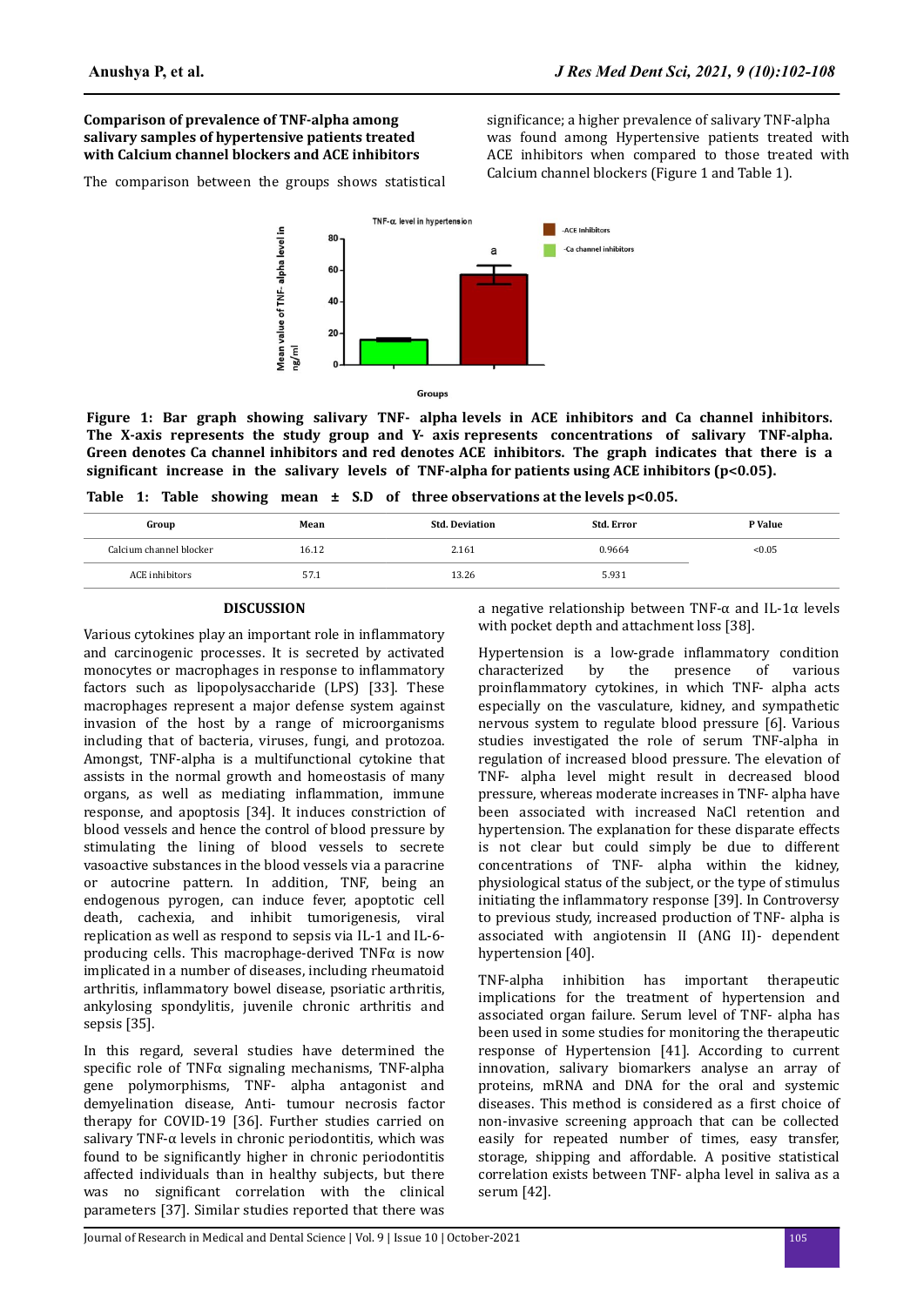**Comparison of prevalence of TNF-alpha among salivary samples of hypertensive patients treated with Calcium channel blockers and ACE inhibitors**

The comparison between the groups shows statistical significance; a higher prevalence of salivary TNF-alpha was found among Hypertensive patients treated with ACE inhibitors when compared to those treated with Calcium channel blockers (Figure 1 and Table 1).

**Figure 1: Bar graph showing salivary TNF- alpha levels in ACE inhibitors and Ca channel inhibitors. The X-axis represents the study group and Y- axis represents concentrations of salivary TNF-alpha. Green denotes Ca channel inhibitors and red denotes ACE inhibitors. The graph indicates that there is a significant increase in the salivary levels of TNF-alpha for patients using ACE inhibitors (p<0.05).**

**Table 1: Table showing mean ± S.D of three observations at the levels p<0.05.**

| Group | Mean | Std. Deviation | Std. Error | P Value |
|---|---|---|---|---|
| Calcium channel blocker | 16.12 | 2.161 | 0.9664 | <0.05 |
| ACE inhibitors | 57.1 | 13.26 | 5.931 | |

## DISCUSSION

Various cytokines play an important role in inflammatory and carcinogenic processes. It is secreted by activated monocytes or macrophages in response to inflammatory factors such as lipopolysaccharide (LPS) [33]. These macrophages represent a major defense system against invasion of the host by a range of microorganisms including that of bacteria, viruses, fungi, and protozoa. Amongst, TNF-alpha is a multifunctional cytokine that assists in the normal growth and homeostasis of many organs, as well as mediating inflammation, immune response, and apoptosis [34]. It induces constriction of blood vessels and hence the control of blood pressure by stimulating the lining of blood vessels to secrete vasoactive substances in the blood vessels via a paracrine or autocrine pattern. In addition, TNF, being an endogenous pyrogen, can induce fever, apoptotic cell death, cachexia, and inhibit tumorigenesis, viral replication as well as respond to sepsis via IL-1 and IL-6-producing cells. This macrophage-derived TNFα is now implicated in a number of diseases, including rheumatoid arthritis, inflammatory bowel disease, psoriatic arthritis, ankylosing spondylitis, juvenile chronic arthritis and sepsis [35].

In this regard, several studies have determined the specific role of TNFα signaling mechanisms, TNF-alpha gene polymorphisms, TNF- alpha antagonist and demyelination disease, Anti- tumour necrosis factor therapy for COVID-19 [36]. Further studies carried on salivary TNF-α levels in chronic periodontitis, which was found to be significantly higher in chronic periodontitis affected individuals than in healthy subjects, but there was no significant correlation with the clinical parameters [37]. Similar studies reported that there was a negative relationship between TNF-α and IL-1α levels with pocket depth and attachment loss [38].

Hypertension is a low-grade inflammatory condition characterized by the presence of various proinflammatory cytokines, in which TNF- alpha acts especially on the vasculature, kidney, and sympathetic nervous system to regulate blood pressure [6]. Various studies investigated the role of serum TNF-alpha in regulation of increased blood pressure. The elevation of TNF- alpha level might result in decreased blood pressure, whereas moderate increases in TNF- alpha have been associated with increased NaCl retention and hypertension. The explanation for these disparate effects is not clear but could simply be due to different concentrations of TNF- alpha within the kidney, physiological status of the subject, or the type of stimulus initiating the inflammatory response [39]. In Controversy to previous study, increased production of TNF- alpha is associated with angiotensin II (ANG II)- dependent hypertension [40].

TNF-alpha inhibition has important therapeutic implications for the treatment of hypertension and associated organ failure. Serum level of TNF- alpha has been used in some studies for monitoring the therapeutic response of Hypertension [41]. According to current innovation, salivary biomarkers analyse an array of proteins, mRNA and DNA for the oral and systemic diseases. This method is considered as a first choice of non-invasive screening approach that can be collected easily for repeated number of times, easy transfer, storage, shipping and affordable. A positive statistical correlation exists between TNF- alpha level in saliva as a serum [42].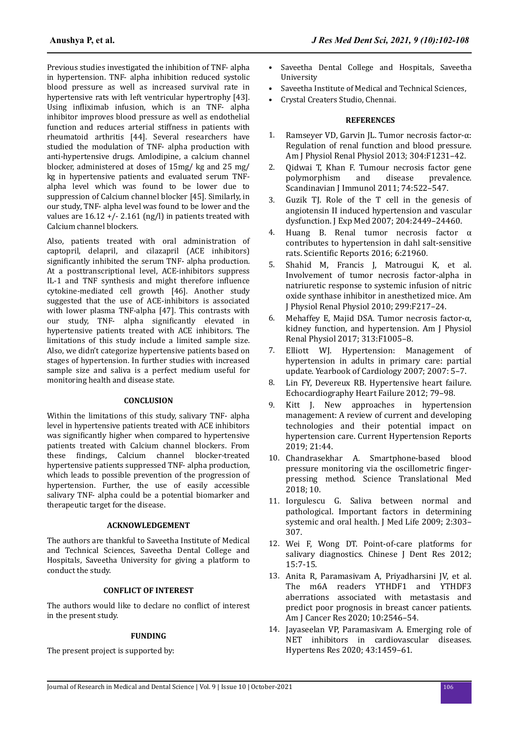Previous studies investigated the inhibition of TNF- alpha in hypertension. TNF- alpha inhibition reduced systolic blood pressure as well as increased survival rate in hypertensive rats with left ventricular hypertrophy [43]. Using infliximab infusion, which is an TNF- alpha inhibitor improves blood pressure as well as endothelial function and reduces arterial stiffness in patients with rheumatoid arthritis [44]. Several researchers have studied the modulation of TNF- alpha production with anti-hypertensive drugs. Amlodipine, a calcium channel blocker, administered at doses of 15mg/ kg and 25 mg/ kg in hypertensive patients and evaluated serum TNF-alpha level which was found to be lower due to suppression of Calcium channel blocker [45]. Similarly, in our study, TNF- alpha level was found to be lower and the values are 16.12 +/- 2.161 (ng/l) in patients treated with Calcium channel blockers.

Also, patients treated with oral administration of captopril, delapril, and cilazapril (ACE inhibitors) significantly inhibited the serum TNF- alpha production. At a posttranscriptional level, ACE-inhibitors suppress IL-1 and TNF synthesis and might therefore influence cytokine-mediated cell growth [46]. Another study suggested that the use of ACE-inhibitors is associated with lower plasma TNF-alpha [47]. This contrasts with our study, TNF- alpha significantly elevated in hypertensive patients treated with ACE inhibitors. The limitations of this study include a limited sample size. Also, we didn't categorize hypertensive patients based on stages of hypertension. In further studies with increased sample size and saliva is a perfect medium useful for monitoring health and disease state.

## CONCLUSION

Within the limitations of this study, salivary TNF- alpha level in hypertensive patients treated with ACE inhibitors was significantly higher when compared to hypertensive patients treated with Calcium channel blockers. From these findings, Calcium channel blocker-treated hypertensive patients suppressed TNF- alpha production, which leads to possible prevention of the progression of hypertension. Further, the use of easily accessible salivary TNF- alpha could be a potential biomarker and therapeutic target for the disease.

## ACKNOWLEDGEMENT

The authors are thankful to Saveetha Institute of Medical and Technical Sciences, Saveetha Dental College and Hospitals, Saveetha University for giving a platform to conduct the study.

## CONFLICT OF INTEREST

The authors would like to declare no conflict of interest in the present study.

## FUNDING

The present project is supported by:

- Saveetha Dental College and Hospitals, Saveetha University
- Saveetha Institute of Medical and Technical Sciences,
- Crystal Creaters Studio, Chennai.

## REFERENCES

1. Ramseyer VD, Garvin JL. Tumor necrosis factor-α: Regulation of renal function and blood pressure. Am J Physiol Renal Physiol 2013; 304:F1231–42.
2. Qidwai T, Khan F. Tumour necrosis factor gene polymorphism and disease prevalence. Scandinavian J Immunol 2011; 74:522–547.
3. Guzik TJ. Role of the T cell in the genesis of angiotensin II induced hypertension and vascular dysfunction. J Exp Med 2007; 204:2449–24460.
4. Huang B. Renal tumor necrosis factor α contributes to hypertension in dahl salt-sensitive rats. Scientific Reports 2016; 6:21960.
5. Shahid M, Francis J, Matrougui K, et al. Involvement of tumor necrosis factor-alpha in natriuretic response to systemic infusion of nitric oxide synthase inhibitor in anesthetized mice. Am J Physiol Renal Physiol 2010; 299:F217–24.
6. Mehaffey E, Majid DSA. Tumor necrosis factor-α, kidney function, and hypertension. Am J Physiol Renal Physiol 2017; 313:F1005–8.
7. Elliott WJ. Hypertension: Management of hypertension in adults in primary care: partial update. Yearbook of Cardiology 2007; 2007: 5–7.
8. Lin FY, Devereux RB. Hypertensive heart failure. Echocardiography Heart Failure 2012; 79–98.
9. Kitt J. New approaches in hypertension management: A review of current and developing technologies and their potential impact on hypertension care. Current Hypertension Reports 2019; 21:44.
10. Chandrasekhar A. Smartphone-based blood pressure monitoring via the oscillometric finger-pressing method. Science Translational Med 2018; 10.
11. Iorgulescu G. Saliva between normal and pathological. Important factors in determining systemic and oral health. J Med Life 2009; 2:303–307.
12. Wei F, Wong DT. Point-of-care platforms for salivary diagnostics. Chinese J Dent Res 2012; 15:7-15.
13. Anita R, Paramasivam A, Priyadharsini JV, et al. The m6A readers YTHDF1 and YTHDF3 aberrations associated with metastasis and predict poor prognosis in breast cancer patients. Am J Cancer Res 2020; 10:2546–54.
14. Jayaseelan VP, Paramasivam A. Emerging role of NET inhibitors in cardiovascular diseases. Hypertens Res 2020; 43:1459–61.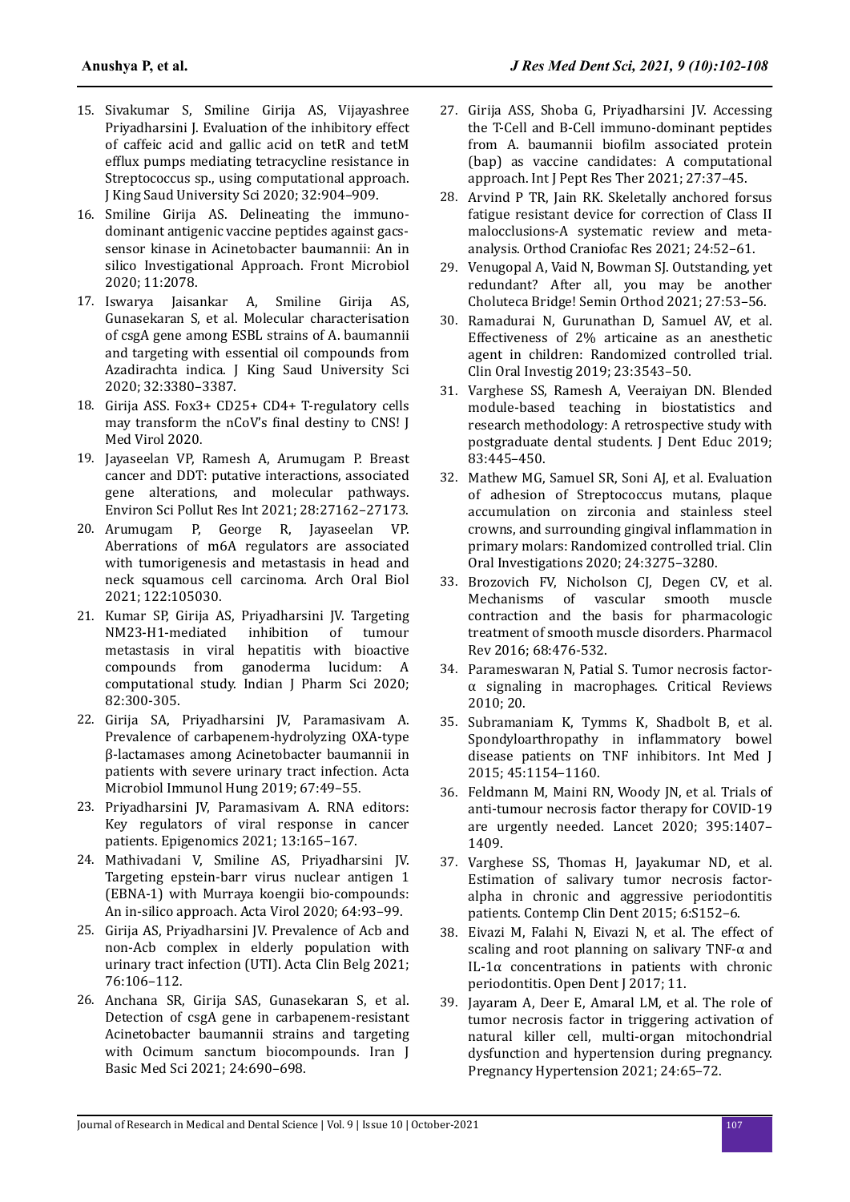15. Sivakumar S, Smiline Girija AS, Vijayashree Priyadharsini J. Evaluation of the inhibitory effect of caffeic acid and gallic acid on tetR and tetM efflux pumps mediating tetracycline resistance in Streptococcus sp., using computational approach. J King Saud University Sci 2020; 32:904–909.
16. Smiline Girija AS. Delineating the immuno-dominant antigenic vaccine peptides against gacs-sensor kinase in Acinetobacter baumannii: An in silico Investigational Approach. Front Microbiol 2020; 11:2078.
17. Iswarya Jaisankar A, Smiline Girija AS, Gunasekaran S, et al. Molecular characterisation of csgA gene among ESBL strains of A. baumannii and targeting with essential oil compounds from Azadirachta indica. J King Saud University Sci 2020; 32:3380–3387.
18. Girija ASS. Fox3+ CD25+ CD4+ T-regulatory cells may transform the nCoV's final destiny to CNS! J Med Virol 2020.
19. Jayaseelan VP, Ramesh A, Arumugam P. Breast cancer and DDT: putative interactions, associated gene alterations, and molecular pathways. Environ Sci Pollut Res Int 2021; 28:27162–27173.
20. Arumugam P, George R, Jayaseelan VP. Aberrations of m6A regulators are associated with tumorigenesis and metastasis in head and neck squamous cell carcinoma. Arch Oral Biol 2021; 122:105030.
21. Kumar SP, Girija AS, Priyadharsini JV. Targeting NM23-H1-mediated inhibition of tumour metastasis in viral hepatitis with bioactive compounds from ganoderma lucidum: A computational study. Indian J Pharm Sci 2020; 82:300-305.
22. Girija SA, Priyadharsini JV, Paramasivam A. Prevalence of carbapenem-hydrolyzing OXA-type β-lactamases among Acinetobacter baumannii in patients with severe urinary tract infection. Acta Microbiol Immunol Hung 2019; 67:49–55.
23. Priyadharsini JV, Paramasivam A. RNA editors: Key regulators of viral response in cancer patients. Epigenomics 2021; 13:165–167.
24. Mathivadani V, Smiline AS, Priyadharsini JV. Targeting epstein-barr virus nuclear antigen 1 (EBNA-1) with Murraya koengii bio-compounds: An in-silico approach. Acta Virol 2020; 64:93–99.
25. Girija AS, Priyadharsini JV. Prevalence of Acb and non-Acb complex in elderly population with urinary tract infection (UTI). Acta Clin Belg 2021; 76:106–112.
26. Anchana SR, Girija SAS, Gunasekaran S, et al. Detection of csgA gene in carbapenem-resistant Acinetobacter baumannii strains and targeting with Ocimum sanctum biocompounds. Iran J Basic Med Sci 2021; 24:690–698.
27. Girija ASS, Shoba G, Priyadharsini JV. Accessing the T-Cell and B-Cell immuno-dominant peptides from A. baumannii biofilm associated protein (bap) as vaccine candidates: A computational approach. Int J Pept Res Ther 2021; 27:37–45.
28. Arvind P TR, Jain RK. Skeletally anchored forsus fatigue resistant device for correction of Class II malocclusions-A systematic review and meta-analysis. Orthod Craniofac Res 2021; 24:52–61.
29. Venugopal A, Vaid N, Bowman SJ. Outstanding, yet redundant? After all, you may be another Choluteca Bridge! Semin Orthod 2021; 27:53–56.
30. Ramadurai N, Gurunathan D, Samuel AV, et al. Effectiveness of 2% articaine as an anesthetic agent in children: Randomized controlled trial. Clin Oral Investig 2019; 23:3543–50.
31. Varghese SS, Ramesh A, Veeraiyan DN. Blended module-based teaching in biostatistics and research methodology: A retrospective study with postgraduate dental students. J Dent Educ 2019; 83:445–450.
32. Mathew MG, Samuel SR, Soni AJ, et al. Evaluation of adhesion of Streptococcus mutans, plaque accumulation on zirconia and stainless steel crowns, and surrounding gingival inflammation in primary molars: Randomized controlled trial. Clin Oral Investigations 2020; 24:3275–3280.
33. Brozovich FV, Nicholson CJ, Degen CV, et al. Mechanisms of vascular smooth muscle contraction and the basis for pharmacologic treatment of smooth muscle disorders. Pharmacol Rev 2016; 68:476-532.
34. Parameswaran N, Patial S. Tumor necrosis factor-α signaling in macrophages. Critical Reviews 2010; 20.
35. Subramaniam K, Tymms K, Shadbolt B, et al. Spondyloarthropathy in inflammatory bowel disease patients on TNF inhibitors. Int Med J 2015; 45:1154–1160.
36. Feldmann M, Maini RN, Woody JN, et al. Trials of anti-tumour necrosis factor therapy for COVID-19 are urgently needed. Lancet 2020; 395:1407–1409.
37. Varghese SS, Thomas H, Jayakumar ND, et al. Estimation of salivary tumor necrosis factor-alpha in chronic and aggressive periodontitis patients. Contemp Clin Dent 2015; 6:S152–6.
38. Eivazi M, Falahi N, Eivazi N, et al. The effect of scaling and root planning on salivary TNF-α and IL-1α concentrations in patients with chronic periodontitis. Open Dent J 2017; 11.
39. Jayaram A, Deer E, Amaral LM, et al. The role of tumor necrosis factor in triggering activation of natural killer cell, multi-organ mitochondrial dysfunction and hypertension during pregnancy. Pregnancy Hypertension 2021; 24:65–72.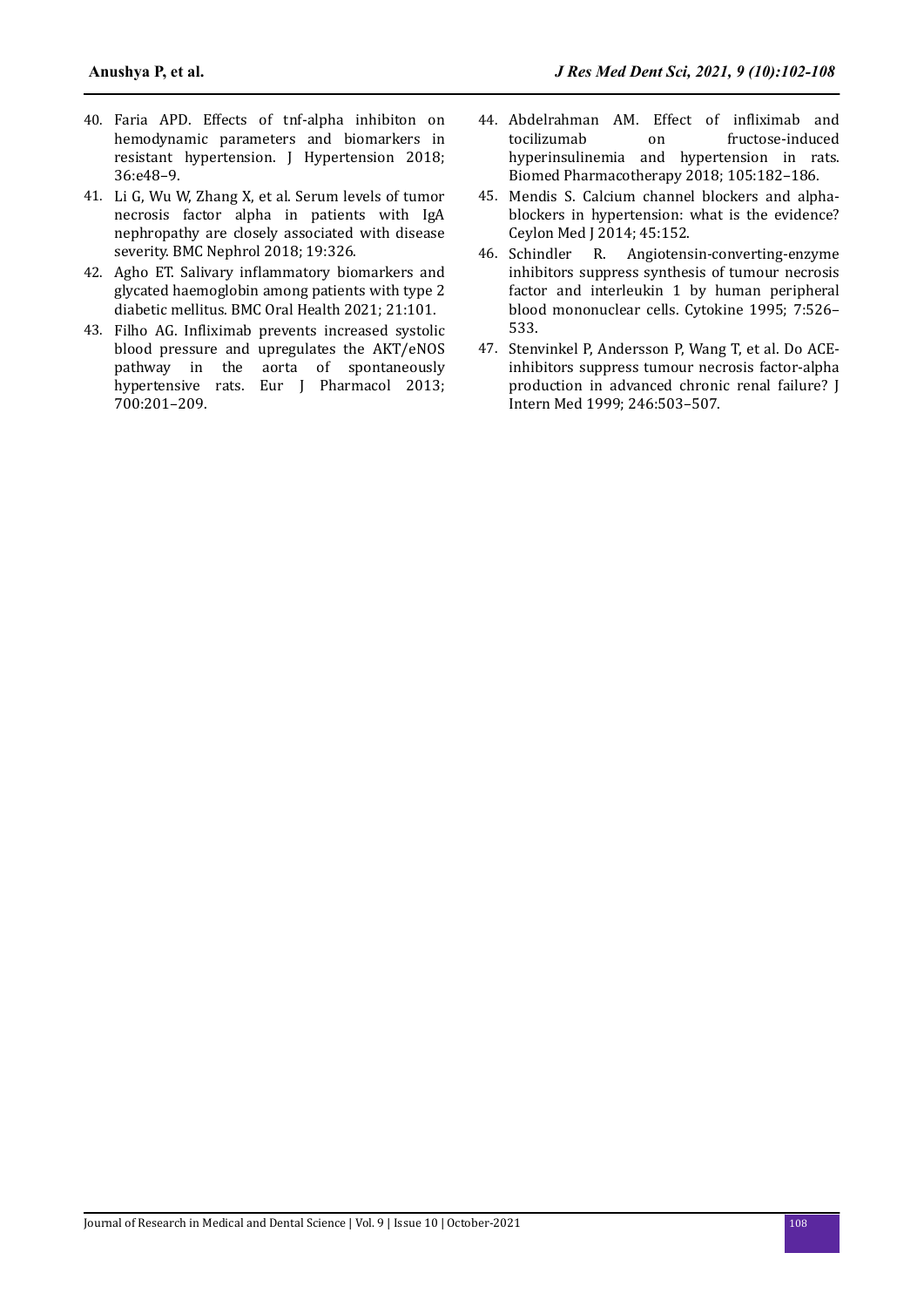40. Faria APD. Effects of tnf-alpha inhibiton on hemodynamic parameters and biomarkers in resistant hypertension. J Hypertension 2018; 36:e48–9.
41. Li G, Wu W, Zhang X, et al. Serum levels of tumor necrosis factor alpha in patients with IgA nephropathy are closely associated with disease severity. BMC Nephrol 2018; 19:326.
42. Agho ET. Salivary inflammatory biomarkers and glycated haemoglobin among patients with type 2 diabetic mellitus. BMC Oral Health 2021; 21:101.
43. Filho AG. Infliximab prevents increased systolic blood pressure and upregulates the AKT/eNOS pathway in the aorta of spontaneously hypertensive rats. Eur J Pharmacol 2013; 700:201–209.
44. Abdelrahman AM. Effect of infliximab and tocilizumab on fructose-induced hyperinsulinemia and hypertension in rats. Biomed Pharmacotherapy 2018; 105:182–186.
45. Mendis S. Calcium channel blockers and alpha-blockers in hypertension: what is the evidence? Ceylon Med J 2014; 45:152.
46. Schindler R. Angiotensin-converting-enzyme inhibitors suppress synthesis of tumour necrosis factor and interleukin 1 by human peripheral blood mononuclear cells. Cytokine 1995; 7:526–533.
47. Stenvinkel P, Andersson P, Wang T, et al. Do ACE-inhibitors suppress tumour necrosis factor-alpha production in advanced chronic renal failure? J Intern Med 1999; 246:503–507.